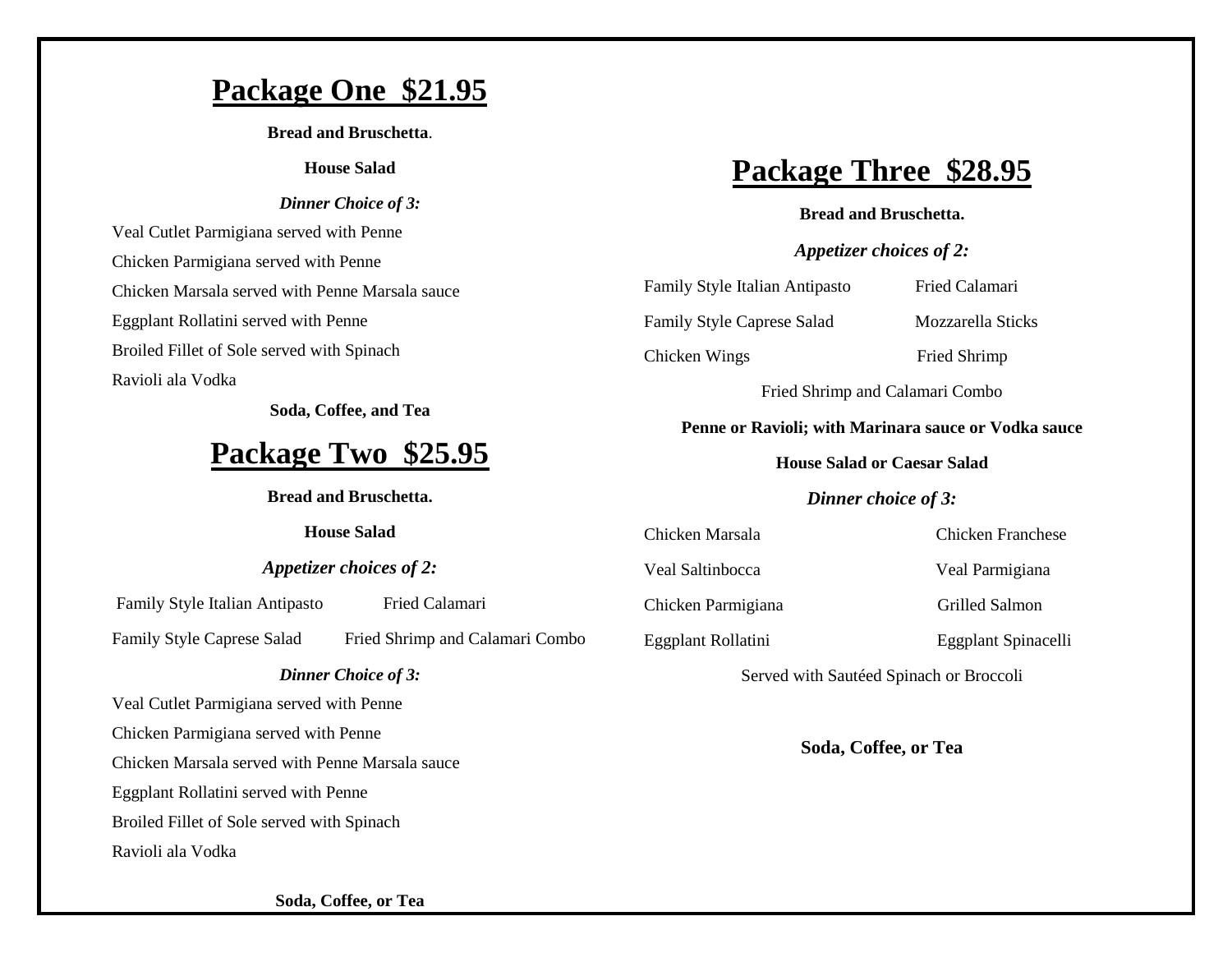## Package One $21.95

**Bread and Bruschetta**.

**House Salad**

***Dinner Choice of 3:***

Veal Cutlet Parmigiana served with Penne

Chicken Parmigiana served with Penne

Chicken Marsala served with Penne Marsala sauce

Eggplant Rollatini served with Penne

Broiled Fillet of Sole served with Spinach

Ravioli ala Vodka

**Soda, Coffee, and Tea**

## Package Two $25.95

**Bread and Bruschetta.**

**House Salad**

***Appetizer choices of 2:***

Family Style Italian Antipasto

Fried Calamari

Family Style Caprese Salad

Fried Shrimp and Calamari Combo

***Dinner Choice of 3:***

Veal Cutlet Parmigiana served with Penne

Chicken Parmigiana served with Penne

Chicken Marsala served with Penne Marsala sauce

Eggplant Rollatini served with Penne

Broiled Fillet of Sole served with Spinach

Ravioli ala Vodka

**Soda, Coffee, or Tea**

## Package Three $28.95

**Bread and Bruschetta.**

***Appetizer choices of 2:***

Family Style Italian Antipasto

Fried Calamari

Family Style Caprese Salad

Mozzarella Sticks

Chicken Wings

Fried Shrimp

Fried Shrimp and Calamari Combo

**Penne or Ravioli; with Marinara sauce or Vodka sauce**

**House Salad or Caesar Salad**

***Dinner choice of 3:***

Chicken Marsala

Chicken Franchese

Veal Saltinbocca

Veal Parmigiana

Chicken Parmigiana

Grilled Salmon

Eggplant Rollatini

Eggplant Spinacelli

Served with Sautéed Spinach or Broccoli

**Soda, Coffee, or Tea**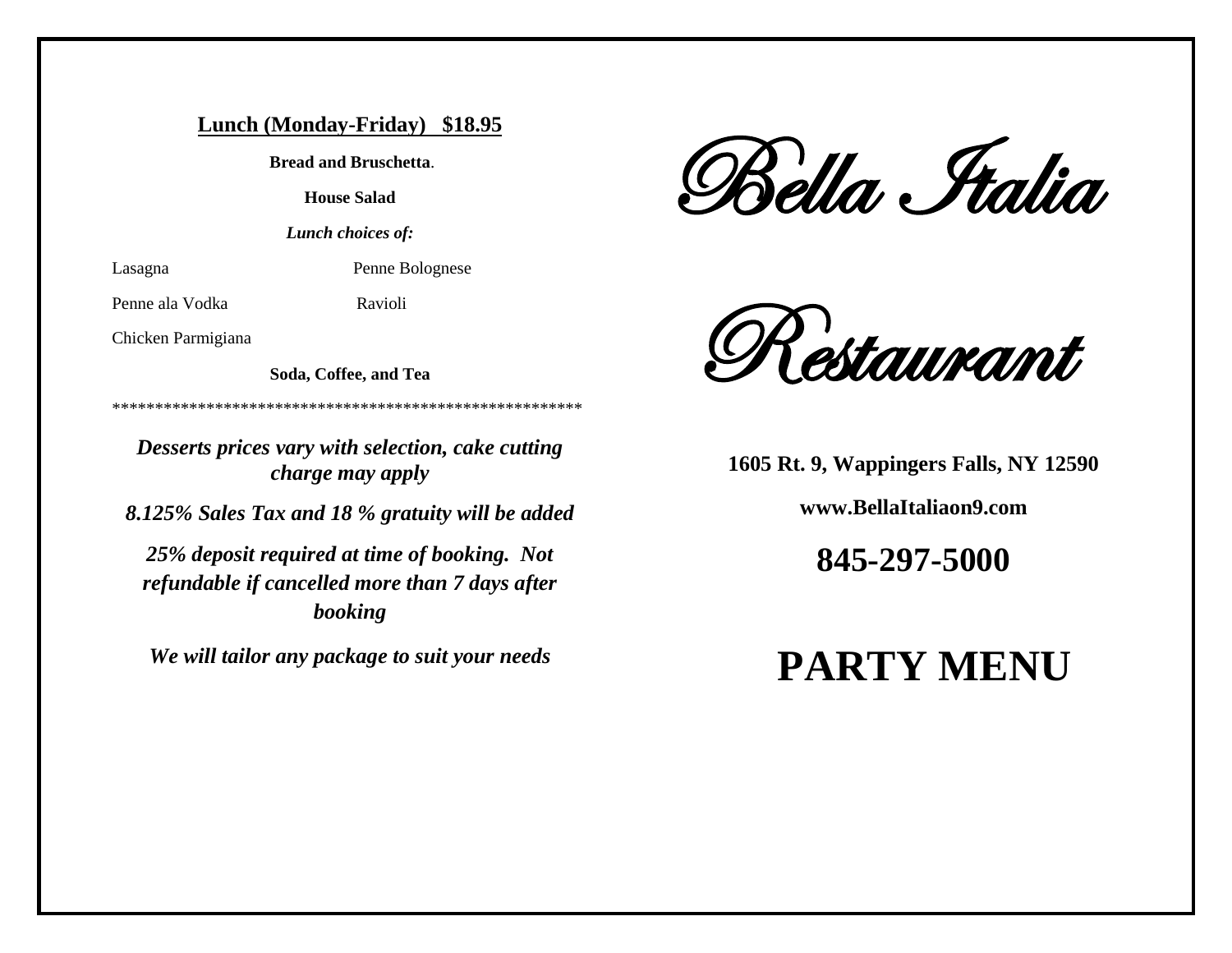## Lunch (Monday-Friday) $18.95

**Bread and Bruschetta**.

**House Salad**

***Lunch choices of:***

| | |
|---|---|
| Lasagna | Penne Bolognese |
| Penne ala Vodka | Ravioli |
| Chicken Parmigiana | |

**Soda, Coffee, and Tea**

*******************************************************

***Desserts prices vary with selection, cake cutting charge may apply***

***8.125% Sales Tax and 18 % gratuity will be added***

***25% deposit required at time of booking. Not refundable if cancelled more than 7 days after booking***

***We will tailor any package to suit your needs***

# Bella Italia

# Restaurant

**1605 Rt. 9, Wappingers Falls, NY 12590**

**www.BellaItaliaon9.com**

**845-297-5000**

# PARTY MENU